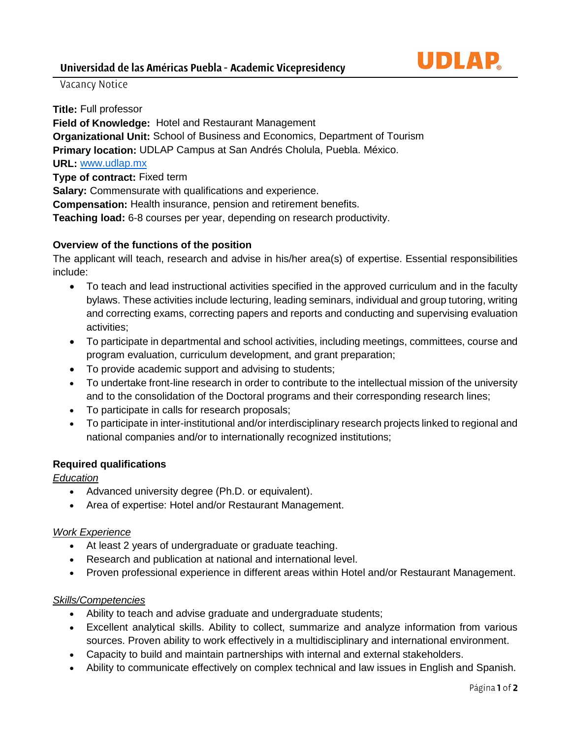# Universidad de las Américas Puebla - Academic Vicepresidency

UDLAP

Vacancy Notice

**Title:** Full professor
**Field of Knowledge:** Hotel and Restaurant Management
**Organizational Unit:** School of Business and Economics, Department of Tourism
**Primary location:** UDLAP Campus at San Andrés Cholula, Puebla. México.
**URL:** www.udlap.mx
**Type of contract:** Fixed term
**Salary:** Commensurate with qualifications and experience.
**Compensation:** Health insurance, pension and retirement benefits.
**Teaching load:** 6-8 courses per year, depending on research productivity.

## Overview of the functions of the position

The applicant will teach, research and advise in his/her area(s) of expertise. Essential responsibilities include:

- To teach and lead instructional activities specified in the approved curriculum and in the faculty bylaws. These activities include lecturing, leading seminars, individual and group tutoring, writing and correcting exams, correcting papers and reports and conducting and supervising evaluation activities;
- To participate in departmental and school activities, including meetings, committees, course and program evaluation, curriculum development, and grant preparation;
- To provide academic support and advising to students;
- To undertake front-line research in order to contribute to the intellectual mission of the university and to the consolidation of the Doctoral programs and their corresponding research lines;
- To participate in calls for research proposals;
- To participate in inter-institutional and/or interdisciplinary research projects linked to regional and national companies and/or to internationally recognized institutions;

## Required qualifications

*Education*

- Advanced university degree (Ph.D. or equivalent).
- Area of expertise: Hotel and/or Restaurant Management.

*Work Experience*

- At least 2 years of undergraduate or graduate teaching.
- Research and publication at national and international level.
- Proven professional experience in different areas within Hotel and/or Restaurant Management.

*Skills/Competencies*

- Ability to teach and advise graduate and undergraduate students;
- Excellent analytical skills. Ability to collect, summarize and analyze information from various sources. Proven ability to work effectively in a multidisciplinary and international environment.
- Capacity to build and maintain partnerships with internal and external stakeholders.
- Ability to communicate effectively on complex technical and law issues in English and Spanish.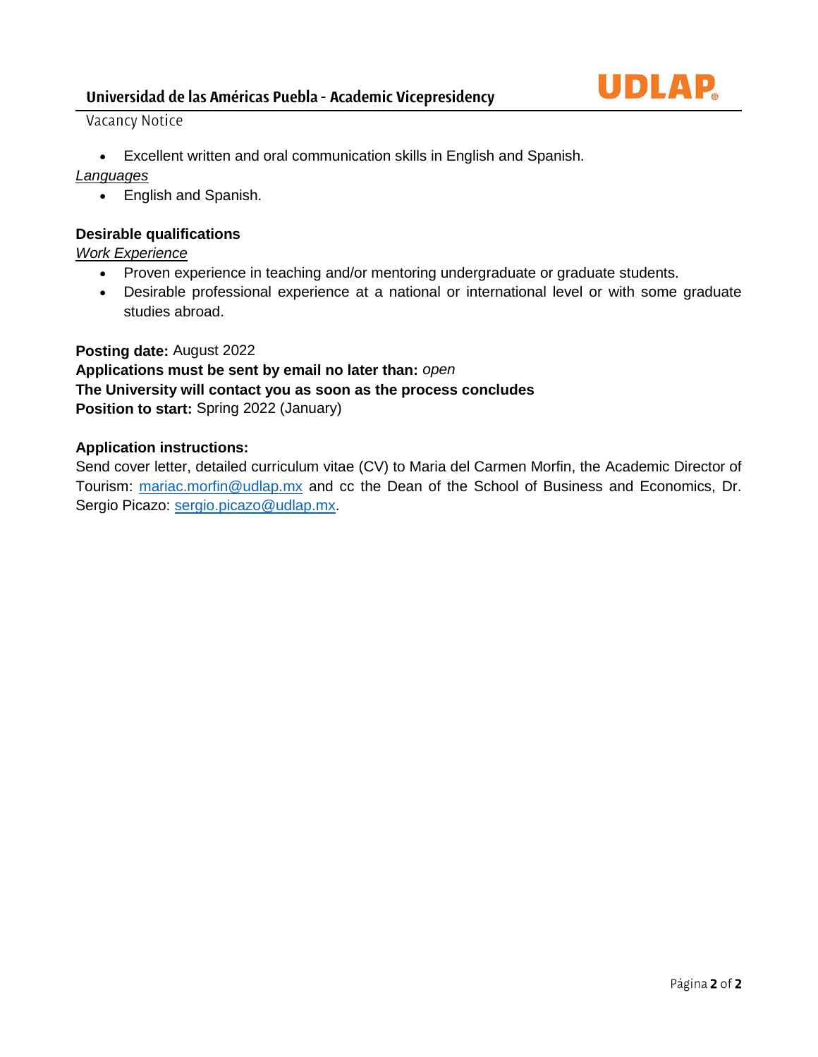- Excellent written and oral communication skills in English and Spanish.

*Languages*

- English and Spanish.

**Desirable qualifications**

*Work Experience*

- Proven experience in teaching and/or mentoring undergraduate or graduate students.
- Desirable professional experience at a national or international level or with some graduate studies abroad.

**Posting date:** August 2022
**Applications must be sent by email no later than:** *open*
**The University will contact you as soon as the process concludes**
**Position to start:** Spring 2022 (January)

**Application instructions:**
Send cover letter, detailed curriculum vitae (CV) to Maria del Carmen Morfin, the Academic Director of Tourism: mariac.morfin@udlap.mx and cc the Dean of the School of Business and Economics, Dr. Sergio Picazo: sergio.picazo@udlap.mx.